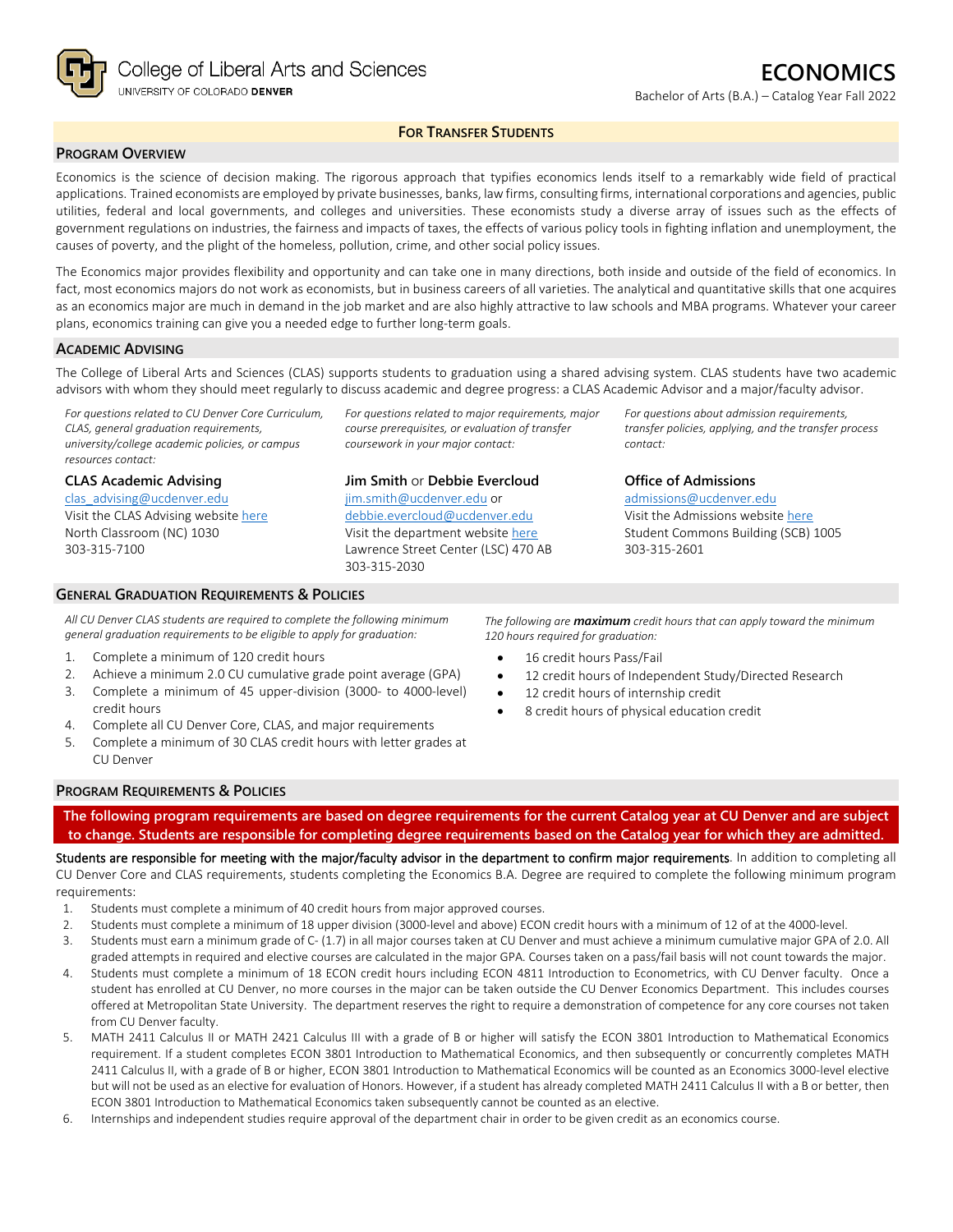College of Liberal Arts and Sciences
UNIVERSITY OF COLORADO DENVER

# ECONOMICS

Bachelor of Arts (B.A.) – Catalog Year Fall 2022

**FOR TRANSFER STUDENTS**

## PROGRAM OVERVIEW

Economics is the science of decision making. The rigorous approach that typifies economics lends itself to a remarkably wide field of practical applications. Trained economists are employed by private businesses, banks, law firms, consulting firms, international corporations and agencies, public utilities, federal and local governments, and colleges and universities. These economists study a diverse array of issues such as the effects of government regulations on industries, the fairness and impacts of taxes, the effects of various policy tools in fighting inflation and unemployment, the causes of poverty, and the plight of the homeless, pollution, crime, and other social policy issues.

The Economics major provides flexibility and opportunity and can take one in many directions, both inside and outside of the field of economics. In fact, most economics majors do not work as economists, but in business careers of all varieties. The analytical and quantitative skills that one acquires as an economics major are much in demand in the job market and are also highly attractive to law schools and MBA programs. Whatever your career plans, economics training can give you a needed edge to further long-term goals.

## ACADEMIC ADVISING

The College of Liberal Arts and Sciences (CLAS) supports students to graduation using a shared advising system. CLAS students have two academic advisors with whom they should meet regularly to discuss academic and degree progress: a CLAS Academic Advisor and a major/faculty advisor.

*For questions related to CU Denver Core Curriculum, CLAS, general graduation requirements, university/college academic policies, or campus resources contact:*

**CLAS Academic Advising**
clas_advising@ucdenver.edu
Visit the CLAS Advising website here
North Classroom (NC) 1030
303-315-7100

*For questions related to major requirements, major course prerequisites, or evaluation of transfer coursework in your major contact:*

**Jim Smith** or **Debbie Evercloud**
jim.smith@ucdenver.edu or
debbie.evercloud@ucdenver.edu
Visit the department website here
Lawrence Street Center (LSC) 470 AB
303-315-2030

*For questions about admission requirements, transfer policies, applying, and the transfer process contact:*

**Office of Admissions**
admissions@ucdenver.edu
Visit the Admissions website here
Student Commons Building (SCB) 1005
303-315-2601

## GENERAL GRADUATION REQUIREMENTS & POLICIES

*All CU Denver CLAS students are required to complete the following minimum general graduation requirements to be eligible to apply for graduation:*

1. Complete a minimum of 120 credit hours
2. Achieve a minimum 2.0 CU cumulative grade point average (GPA)
3. Complete a minimum of 45 upper-division (3000- to 4000-level) credit hours
4. Complete all CU Denver Core, CLAS, and major requirements
5. Complete a minimum of 30 CLAS credit hours with letter grades at CU Denver

*The following are **maximum** credit hours that can apply toward the minimum 120 hours required for graduation:*

- 16 credit hours Pass/Fail
- 12 credit hours of Independent Study/Directed Research
- 12 credit hours of internship credit
- 8 credit hours of physical education credit

## PROGRAM REQUIREMENTS & POLICIES

**The following program requirements are based on degree requirements for the current Catalog year at CU Denver and are subject to change. Students are responsible for completing degree requirements based on the Catalog year for which they are admitted.**

Students are responsible for meeting with the major/faculty advisor in the department to confirm major requirements. In addition to completing all CU Denver Core and CLAS requirements, students completing the Economics B.A. Degree are required to complete the following minimum program requirements:

1. Students must complete a minimum of 40 credit hours from major approved courses.
2. Students must complete a minimum of 18 upper division (3000-level and above) ECON credit hours with a minimum of 12 of at the 4000-level.
3. Students must earn a minimum grade of C- (1.7) in all major courses taken at CU Denver and must achieve a minimum cumulative major GPA of 2.0. All graded attempts in required and elective courses are calculated in the major GPA. Courses taken on a pass/fail basis will not count towards the major.
4. Students must complete a minimum of 18 ECON credit hours including ECON 4811 Introduction to Econometrics, with CU Denver faculty. Once a student has enrolled at CU Denver, no more courses in the major can be taken outside the CU Denver Economics Department. This includes courses offered at Metropolitan State University. The department reserves the right to require a demonstration of competence for any core courses not taken from CU Denver faculty.
5. MATH 2411 Calculus II or MATH 2421 Calculus III with a grade of B or higher will satisfy the ECON 3801 Introduction to Mathematical Economics requirement. If a student completes ECON 3801 Introduction to Mathematical Economics, and then subsequently or concurrently completes MATH 2411 Calculus II, with a grade of B or higher, ECON 3801 Introduction to Mathematical Economics will be counted as an Economics 3000-level elective but will not be used as an elective for evaluation of Honors. However, if a student has already completed MATH 2411 Calculus II with a B or better, then ECON 3801 Introduction to Mathematical Economics taken subsequently cannot be counted as an elective.
6. Internships and independent studies require approval of the department chair in order to be given credit as an economics course.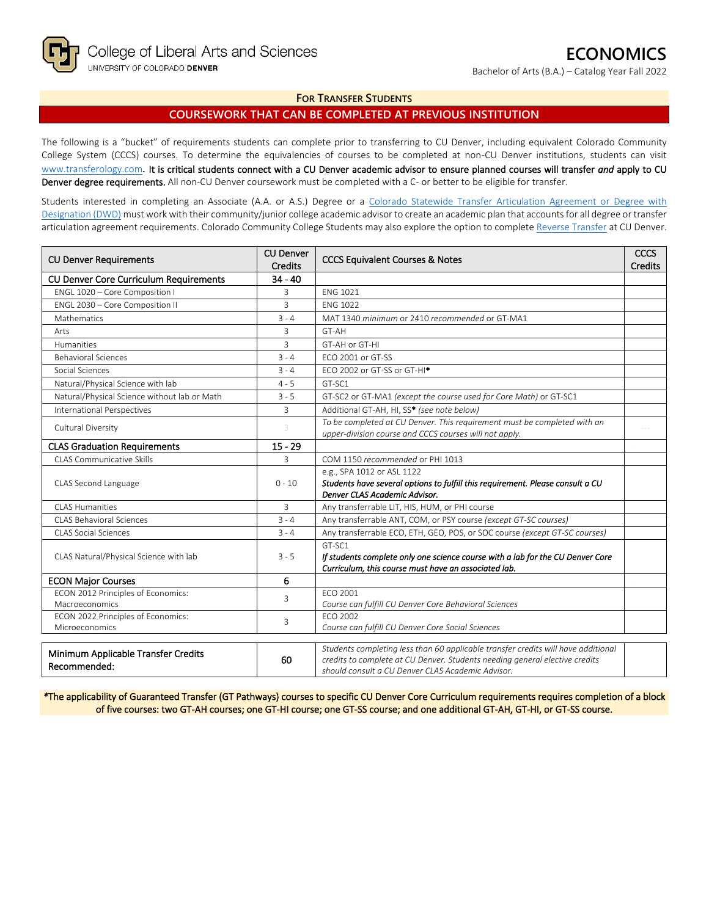College of Liberal Arts and Sciences
UNIVERSITY OF COLORADO DENVER

# ECONOMICS

Bachelor of Arts (B.A.) – Catalog Year Fall 2022

### FOR TRANSFER STUDENTS

## COURSEWORK THAT CAN BE COMPLETED AT PREVIOUS INSTITUTION

The following is a "bucket" of requirements students can complete prior to transferring to CU Denver, including equivalent Colorado Community College System (CCCS) courses. To determine the equivalencies of courses to be completed at non-CU Denver institutions, students can visit www.transferology.com. **It is critical students connect with a CU Denver academic advisor to ensure planned courses will transfer *and* apply to CU Denver degree requirements.** All non-CU Denver coursework must be completed with a C- or better to be eligible for transfer.

Students interested in completing an Associate (A.A. or A.S.) Degree or a Colorado Statewide Transfer Articulation Agreement or Degree with Designation (DWD) must work with their community/junior college academic advisor to create an academic plan that accounts for all degree or transfer articulation agreement requirements. Colorado Community College Students may also explore the option to complete Reverse Transfer at CU Denver.

| CU Denver Requirements | CU Denver Credits | CCCS Equivalent Courses & Notes | CCCS Credits |
|---|---|---|---|
| **CU Denver Core Curriculum Requirements** | **34 - 40** | | |
| ENGL 1020 – Core Composition I | 3 | ENG 1021 | |
| ENGL 2030 – Core Composition II | 3 | ENG 1022 | |
| Mathematics | 3 - 4 | MAT 1340 *minimum* or 2410 *recommended* or GT-MA1 | |
| Arts | 3 | GT-AH | |
| Humanities | 3 | GT-AH or GT-HI | |
| Behavioral Sciences | 3 - 4 | ECO 2001 or GT-SS | |
| Social Sciences | 3 - 4 | ECO 2002 or GT-SS or GT-HI* | |
| Natural/Physical Science with lab | 4 - 5 | GT-SC1 | |
| Natural/Physical Science without lab or Math | 3 - 5 | GT-SC2 or GT-MA1 *(except the course used for Core Math)* or GT-SC1 | |
| International Perspectives | 3 | Additional GT-AH, HI, SS* *(see note below)* | |
| Cultural Diversity | 3 | *To be completed at CU Denver. This requirement must be completed with an upper-division course and CCCS courses will not apply.* | --- |
| **CLAS Graduation Requirements** | **15 - 29** | | |
| CLAS Communicative Skills | 3 | COM 1150 *recommended* or PHI 1013 | |
| CLAS Second Language | 0 - 10 | e.g., SPA 1012 or ASL 1122<br>***Students have several options to fulfill this requirement. Please consult a CU Denver CLAS Academic Advisor.*** | |
| CLAS Humanities | 3 | Any transferrable LIT, HIS, HUM, or PHI course | |
| CLAS Behavioral Sciences | 3 - 4 | Any transferrable ANT, COM, or PSY course *(except GT-SC courses)* | |
| CLAS Social Sciences | 3 - 4 | Any transferrable ECO, ETH, GEO, POS, or SOC course *(except GT-SC courses)* | |
| CLAS Natural/Physical Science with lab | 3 - 5 | GT-SC1<br>***If students complete only one science course with a lab for the CU Denver Core Curriculum, this course must have an associated lab.*** | |
| **ECON Major Courses** | **6** | | |
| ECON 2012 Principles of Economics: Macroeconomics | 3 | ECO 2001<br>*Course can fulfill CU Denver Core Behavioral Sciences* | |
| ECON 2022 Principles of Economics: Microeconomics | 3 | ECO 2002<br>*Course can fulfill CU Denver Core Social Sciences* | |

| | | | |
|---|---|---|---|
| **Minimum Applicable Transfer Credits Recommended:** | **60** | *Students completing less than 60 applicable transfer credits will have additional credits to complete at CU Denver. Students needing general elective credits should consult a CU Denver CLAS Academic Advisor.* | |

*The applicability of Guaranteed Transfer (GT Pathways) courses to specific CU Denver Core Curriculum requirements requires completion of a block of five courses: two GT-AH courses; one GT-HI course; one GT-SS course; and one additional GT-AH, GT-HI, or GT-SS course.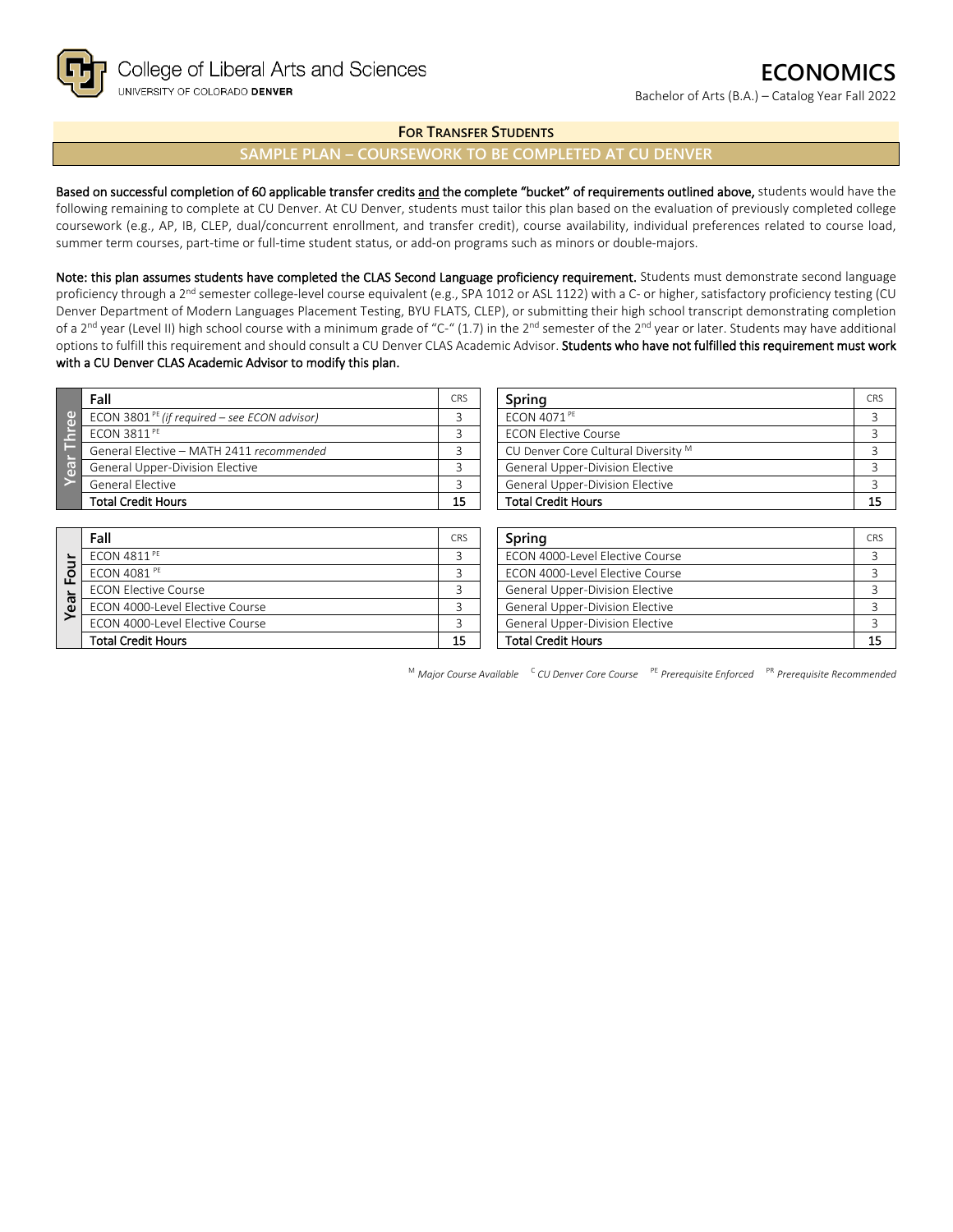# ECONOMICS

Bachelor of Arts (B.A.) – Catalog Year Fall 2022

College of Liberal Arts and Sciences
UNIVERSITY OF COLORADO **DENVER**

## FOR TRANSFER STUDENTS

## SAMPLE PLAN – COURSEWORK TO BE COMPLETED AT CU DENVER

**Based on successful completion of 60 applicable transfer credits and the complete "bucket" of requirements outlined above,** students would have the following remaining to complete at CU Denver. At CU Denver, students must tailor this plan based on the evaluation of previously completed college coursework (e.g., AP, IB, CLEP, dual/concurrent enrollment, and transfer credit), course availability, individual preferences related to course load, summer term courses, part-time or full-time student status, or add-on programs such as minors or double-majors.

**Note: this plan assumes students have completed the CLAS Second Language proficiency requirement.** Students must demonstrate second language proficiency through a 2nd semester college-level course equivalent (e.g., SPA 1012 or ASL 1122) with a C- or higher, satisfactory proficiency testing (CU Denver Department of Modern Languages Placement Testing, BYU FLATS, CLEP), or submitting their high school transcript demonstrating completion of a 2nd year (Level II) high school course with a minimum grade of "C-" (1.7) in the 2nd semester of the 2nd year or later. Students may have additional options to fulfill this requirement and should consult a CU Denver CLAS Academic Advisor. **Students who have not fulfilled this requirement must work with a CU Denver CLAS Academic Advisor to modify this plan.**

### Year Three

| Fall | CRS |
|---|---|
| ECON 3801 PE *(if required – see ECON advisor)* | 3 |
| ECON 3811 PE | 3 |
| General Elective – MATH 2411 *recommended* | 3 |
| General Upper-Division Elective | 3 |
| General Elective | 3 |
| **Total Credit Hours** | **15** |

| Spring | CRS |
|---|---|
| ECON 4071 PE | 3 |
| ECON Elective Course | 3 |
| CU Denver Core Cultural Diversity M | 3 |
| General Upper-Division Elective | 3 |
| General Upper-Division Elective | 3 |
| **Total Credit Hours** | **15** |

### Year Four

| Fall | CRS |
|---|---|
| ECON 4811 PE | 3 |
| ECON 4081 PE | 3 |
| ECON Elective Course | 3 |
| ECON 4000-Level Elective Course | 3 |
| ECON 4000-Level Elective Course | 3 |
| **Total Credit Hours** | **15** |

| Spring | CRS |
|---|---|
| ECON 4000-Level Elective Course | 3 |
| ECON 4000-Level Elective Course | 3 |
| General Upper-Division Elective | 3 |
| General Upper-Division Elective | 3 |
| General Upper-Division Elective | 3 |
| **Total Credit Hours** | **15** |

M *Major Course Available* C *CU Denver Core Course* PE *Prerequisite Enforced* PR *Prerequisite Recommended*